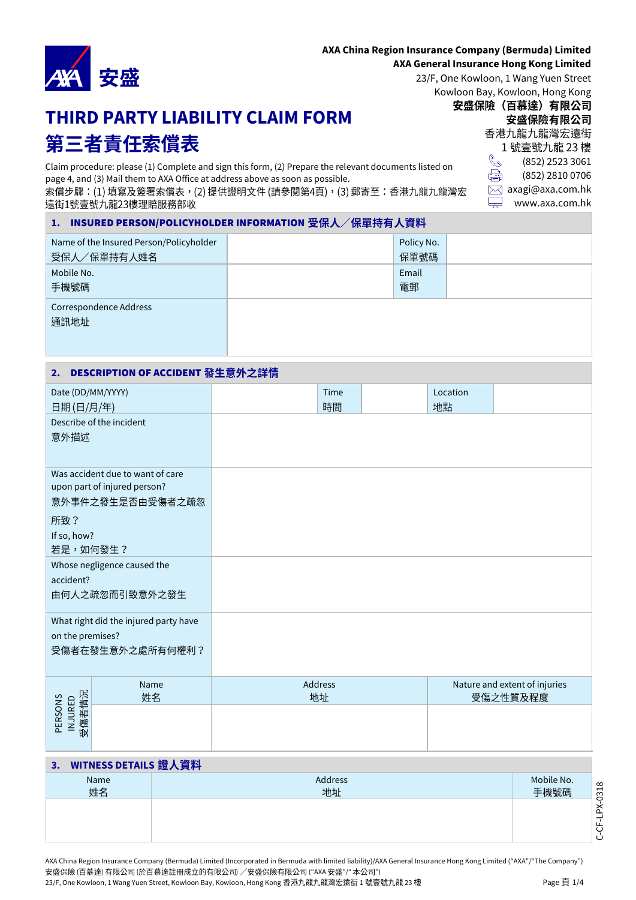AXA 安盛

**AXA China Region Insurance Company (Bermuda) Limited**
**AXA General Insurance Hong Kong Limited**
23/F, One Kowloon, 1 Wang Yuen Street
Kowloon Bay, Kowloon, Hong Kong
**安盛保險（百慕達）有限公司**
**安盛保險有限公司**
香港九龍九龍灣宏遠街
1 號壹號九龍 23 樓
(852) 2523 3061
(852) 2810 0706
axagi@axa.com.hk
www.axa.com.hk

# THIRD PARTY LIABILITY CLAIM FORM
# 第三者責任索償表

Claim procedure: please (1) Complete and sign this form, (2) Prepare the relevant documents listed on page 4, and (3) Mail them to AXA Office at address above as soon as possible.
索償步驟：(1) 填寫及簽署索償表，(2) 提供證明文件 (請參閱第4頁)，(3) 郵寄至：香港九龍九龍灣宏遠街1號壹號九龍23樓理賠服務部收

## 1. INSURED PERSON/POLICYHOLDER INFORMATION 受保人／保單持有人資料

| Name of the Insured Person/Policyholder 受保人／保單持有人姓名 | | Policy No. 保單號碼 | |
|---|---|---|---|
| Mobile No. 手機號碼 | | Email 電郵 | |
| Correspondence Address 通訊地址 | | | |

## 2. DESCRIPTION OF ACCIDENT 發生意外之詳情

| Date (DD/MM/YYYY) 日期 (日/月/年) | | Time 時間 | | Location 地點 | |
|---|---|---|---|---|---|
| Describe of the incident 意外描述 | | | | | |
| Was accident due to want of care upon part of injured person? 意外事件之發生是否由受傷者之疏忽所致？ If so, how? 若是，如何發生？ | | | | | |
| Whose negligence caused the accident? 由何人之疏忽而引致意外之發生 | | | | | |
| What right did the injured party have on the premises? 受傷者在發生意外之處所有何權利？ | | | | | |

| PERSONS INJURED 受傷者情況 | Name 姓名 | Address 地址 | Nature and extent of injuries 受傷之性質及程度 |
|---|---|---|---|
| | | | |

## 3. WITNESS DETAILS 證人資料

| Name 姓名 | Address 地址 | Mobile No. 手機號碼 |
|---|---|---|
| | | |

C-CF-LPX-0318

AXA China Region Insurance Company (Bermuda) Limited (Incorporated in Bermuda with limited liability)/AXA General Insurance Hong Kong Limited ("AXA"/"The Company")
安盛保險 (百慕達) 有限公司 (於百慕達註冊成立的有限公司) ／安盛保險有限公司 ("AXA 安盛"/" 本公司")
23/F, One Kowloon, 1 Wang Yuen Street, Kowloon Bay, Kowloon, Hong Kong 香港九龍九龍灣宏遠街 1 號壹號九龍 23 樓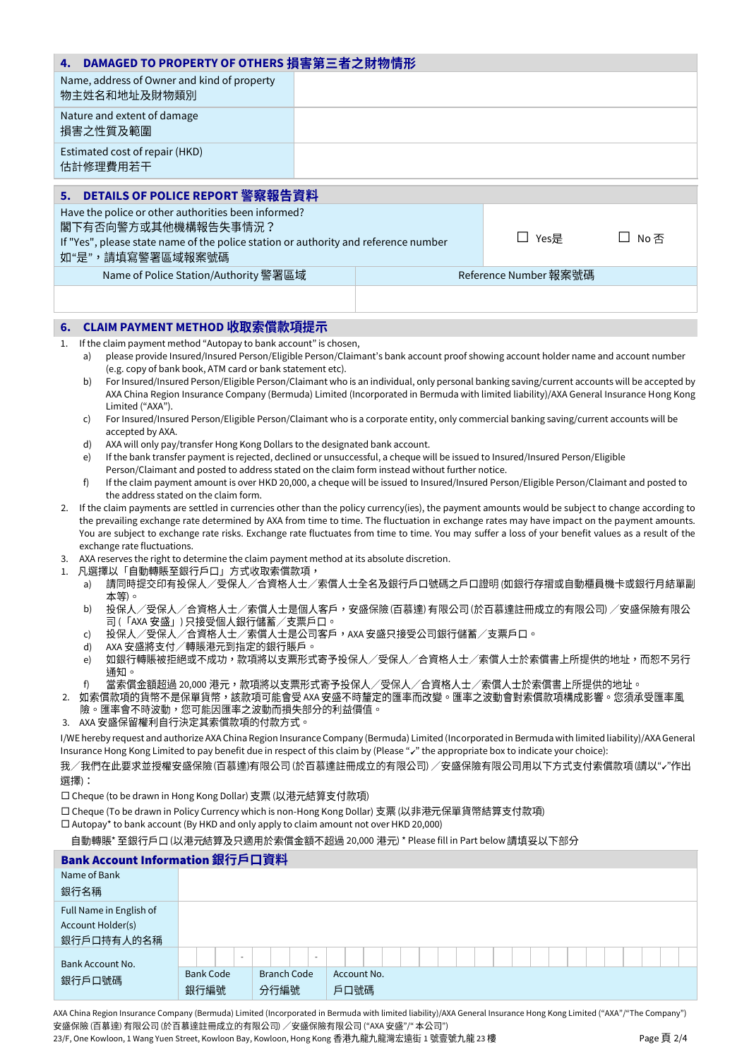## 4. DAMAGED TO PROPERTY OF OTHERS 損害第三者之財物情形

| | |
|---|---|
| Name, address of Owner and kind of property<br>物主姓名和地址及財物類別 | |
| Nature and extent of damage<br>損害之性質及範圍 | |
| Estimated cost of repair (HKD)<br>估計修理費用若干 | |

## 5. DETAILS OF POLICE REPORT 警察報告資料

| | |
|---|---|
| Have the police or other authorities been informed?<br>閣下有否向警方或其他機構報告失事情況？<br>If "Yes", please state name of the police station or authority and reference number<br>如"是"，請填寫警署區域報案號碼 | ☐ Yes是 ☐ No 否 |
| Name of Police Station/Authority 警署區域 | Reference Number 報案號碼 |
| | |

## 6. CLAIM PAYMENT METHOD 收取索償款項提示

1. If the claim payment method "Autopay to bank account" is chosen,
   a) please provide Insured/Insured Person/Eligible Person/Claimant's bank account proof showing account holder name and account number (e.g. copy of bank book, ATM card or bank statement etc).
   b) For Insured/Insured Person/Eligible Person/Claimant who is an individual, only personal banking saving/current accounts will be accepted by AXA China Region Insurance Company (Bermuda) Limited (Incorporated in Bermuda with limited liability)/AXA General Insurance Hong Kong Limited ("AXA").
   c) For Insured/Insured Person/Eligible Person/Claimant who is a corporate entity, only commercial banking saving/current accounts will be accepted by AXA.
   d) AXA will only pay/transfer Hong Kong Dollars to the designated bank account.
   e) If the bank transfer payment is rejected, declined or unsuccessful, a cheque will be issued to Insured/Insured Person/Eligible Person/Claimant and posted to address stated on the claim form instead without further notice.
   f) If the claim payment amount is over HKD 20,000, a cheque will be issued to Insured/Insured Person/Eligible Person/Claimant and posted to the address stated on the claim form.
2. If the claim payments are settled in currencies other than the policy currency(ies), the payment amounts would be subject to change according to the prevailing exchange rate determined by AXA from time to time. The fluctuation in exchange rates may have impact on the payment amounts. You are subject to exchange rate risks. Exchange rate fluctuates from time to time. You may suffer a loss of your benefit values as a result of the exchange rate fluctuations.
3. AXA reserves the right to determine the claim payment method at its absolute discretion.

1. 凡選擇以「自動轉賬至銀行戶口」方式收取索償款項，
   a) 請同時提交印有投保人／受保人／合資格人士／索償人士全名及銀行戶口號碼之戶口證明 (如銀行存摺或自動櫃員機卡或銀行月結單副本等)。
   b) 投保人／受保人／合資格人士／索償人士是個人客戶，安盛保險 (百慕達) 有限公司 (於百慕達註冊成立的有限公司) ／安盛保險有限公司 (「AXA 安盛」) 只接受個人銀行儲蓄／支票戶口。
   c) 投保人／受保人／合資格人士／索償人士是公司客戶，AXA 安盛只接受公司銀行儲蓄／支票戶口。
   d) AXA 安盛將支付／轉賬港元到指定的銀行賬戶。
   e) 如銀行轉賬被拒絕或不成功，款項將以支票形式寄予投保人／受保人／合資格人士／索償人士於索償書上所提供的地址，而恕不另行通知。
   f) 當索償金額超過 20,000 港元，款項將以支票形式寄予投保人／受保人／合資格人士／索償人士於索償書上所提供的地址。
2. 如索償款項的貨幣不是保單貨幣，該款項可能會受 AXA 安盛不時釐定的匯率而改變。匯率之波動會對索償款項構成影響。您須承受匯率風險。匯率會不時波動，您可能因匯率之波動而損失部分的利益價值。
3. AXA 安盛保留權利自行決定其索償款項的付款方式。

I/WE hereby request and authorize AXA China Region Insurance Company (Bermuda) Limited (Incorporated in Bermuda with limited liability)/AXA General Insurance Hong Kong Limited to pay benefit due in respect of this claim by (Please "✓" the appropriate box to indicate your choice):

我／我們在此要求並授權安盛保險(百慕達)有限公司 (於百慕達註冊成立的有限公司) ／安盛保險有限公司用以下方式支付索償款項 (請以"✓"作出選擇)：

☐ Cheque (to be drawn in Hong Kong Dollar) 支票 (以港元結算支付款項)

☐ Cheque (To be drawn in Policy Currency which is non-Hong Kong Dollar) 支票 (以非港元保單貨幣結算支付款項)

☐ Autopay* to bank account (By HKD and only apply to claim amount not over HKD 20,000)

自動轉賬* 至銀行戶口 (以港元結算及只適用於索償金額不超過 20,000 港元) * Please fill in Part below 請填妥以下部分

## Bank Account Information 銀行戶口資料

| | | | |
|---|---|---|---|
| Name of Bank<br>銀行名稱 | | | |
| Full Name in English of Account Holder(s)<br>銀行戶口持有人的名稱 | | | |
| Bank Account No.<br>銀行戶口號碼 | Bank Code<br>銀行編號 | Branch Code<br>分行編號 | Account No.<br>戶口號碼 |

AXA China Region Insurance Company (Bermuda) Limited (Incorporated in Bermuda with limited liability)/AXA General Insurance Hong Kong Limited ("AXA"/"The Company")
安盛保險 (百慕達) 有限公司 (於百慕達註冊成立的有限公司) ／安盛保險有限公司 ("AXA 安盛"/" 本公司")
23/F, One Kowloon, 1 Wang Yuen Street, Kowloon Bay, Kowloon, Hong Kong 香港九龍九龍灣宏遠街 1 號壹號九龍 23 樓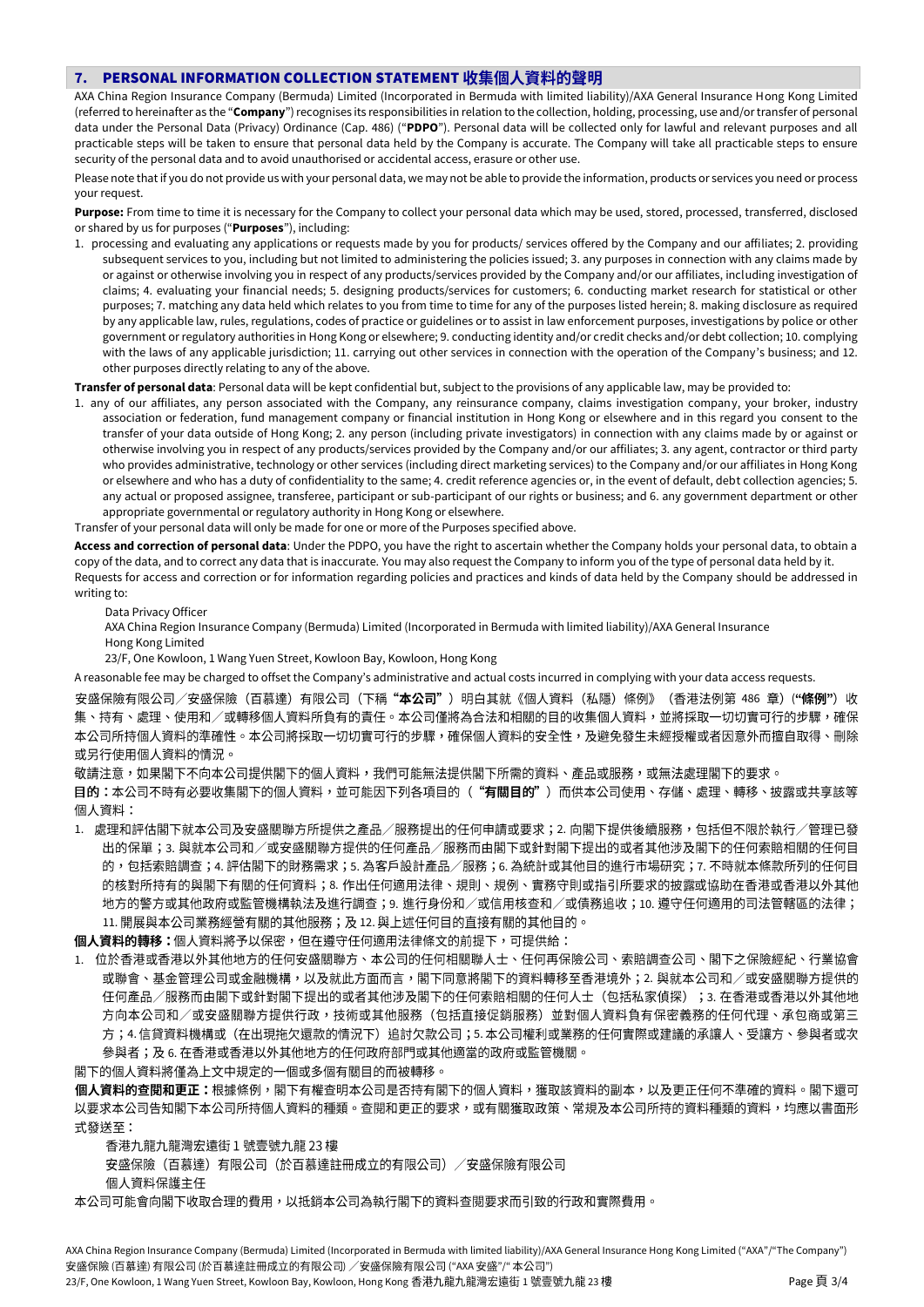## 7. PERSONAL INFORMATION COLLECTION STATEMENT 收集個人資料的聲明

AXA China Region Insurance Company (Bermuda) Limited (Incorporated in Bermuda with limited liability)/AXA General Insurance Hong Kong Limited (referred to hereinafter as the "**Company**") recognises its responsibilities in relation to the collection, holding, processing, use and/or transfer of personal data under the Personal Data (Privacy) Ordinance (Cap. 486) ("**PDPO**"). Personal data will be collected only for lawful and relevant purposes and all practicable steps will be taken to ensure that personal data held by the Company is accurate. The Company will take all practicable steps to ensure security of the personal data and to avoid unauthorised or accidental access, erasure or other use.

Please note that if you do not provide us with your personal data, we may not be able to provide the information, products or services you need or process your request.

**Purpose:** From time to time it is necessary for the Company to collect your personal data which may be used, stored, processed, transferred, disclosed or shared by us for purposes ("**Purposes**"), including:

1. processing and evaluating any applications or requests made by you for products/ services offered by the Company and our affiliates; 2. providing subsequent services to you, including but not limited to administering the policies issued; 3. any purposes in connection with any claims made by or against or otherwise involving you in respect of any products/services provided by the Company and/or our affiliates, including investigation of claims; 4. evaluating your financial needs; 5. designing products/services for customers; 6. conducting market research for statistical or other purposes; 7. matching any data held which relates to you from time to time for any of the purposes listed herein; 8. making disclosure as required by any applicable law, rules, regulations, codes of practice or guidelines or to assist in law enforcement purposes, investigations by police or other government or regulatory authorities in Hong Kong or elsewhere; 9. conducting identity and/or credit checks and/or debt collection; 10. complying with the laws of any applicable jurisdiction; 11. carrying out other services in connection with the operation of the Company's business; and 12. other purposes directly relating to any of the above.

**Transfer of personal data**: Personal data will be kept confidential but, subject to the provisions of any applicable law, may be provided to:

1. any of our affiliates, any person associated with the Company, any reinsurance company, claims investigation company, your broker, industry association or federation, fund management company or financial institution in Hong Kong or elsewhere and in this regard you consent to the transfer of your data outside of Hong Kong; 2. any person (including private investigators) in connection with any claims made by or against or otherwise involving you in respect of any products/services provided by the Company and/or our affiliates; 3. any agent, contractor or third party who provides administrative, technology or other services (including direct marketing services) to the Company and/or our affiliates in Hong Kong or elsewhere and who has a duty of confidentiality to the same; 4. credit reference agencies or, in the event of default, debt collection agencies; 5. any actual or proposed assignee, transferee, participant or sub-participant of our rights or business; and 6. any government department or other appropriate governmental or regulatory authority in Hong Kong or elsewhere.

Transfer of your personal data will only be made for one or more of the Purposes specified above.

**Access and correction of personal data**: Under the PDPO, you have the right to ascertain whether the Company holds your personal data, to obtain a copy of the data, and to correct any data that is inaccurate. You may also request the Company to inform you of the type of personal data held by it.
Requests for access and correction or for information regarding policies and practices and kinds of data held by the Company should be addressed in writing to:

Data Privacy Officer
AXA China Region Insurance Company (Bermuda) Limited (Incorporated in Bermuda with limited liability)/AXA General Insurance Hong Kong Limited
23/F, One Kowloon, 1 Wang Yuen Street, Kowloon Bay, Kowloon, Hong Kong

A reasonable fee may be charged to offset the Company's administrative and actual costs incurred in complying with your data access requests.

安盛保險有限公司／安盛保險（百慕達）有限公司（下稱**"本公司"**）明白其就《個人資料（私隱）條例》（香港法例第 486 章）（**"條例"**）收集、持有、處理、使用和／或轉移個人資料所負有的責任。本公司僅將為合法和相關的目的收集個人資料，並將採取一切切實可行的步驟，確保本公司所持個人資料的準確性。本公司將採取一切切實可行的步驟，確保個人資料的安全性，及避免發生未經授權或者因意外而擅自取得、刪除或另行使用個人資料的情況。

敬請注意，如果閣下不向本公司提供閣下的個人資料，我們可能無法提供閣下所需的資料、產品或服務，或無法處理閣下的要求。

**目的：**本公司不時有必要收集閣下的個人資料，並可能因下列各項目的（**"有關目的"**）而供本公司使用、存儲、處理、轉移、披露或共享該等個人資料：

1. 處理和評估閣下就本公司及安盛關聯方所提供之產品／服務提出的任何申請或要求；2. 向閣下提供後續服務，包括但不限於執行／管理已發出的保單；3. 與就本公司和／或安盛關聯方提供的任何產品／服務而由閣下或針對閣下提出的或者其他涉及閣下的任何索賠相關的任何目的，包括索賠調查；4. 評估閣下的財務需求；5. 為客戶設計產品／服務；6. 為統計或其他目的進行市場研究；7. 不時就本條款所列的任何目的核對所持有的與閣下有關的任何資料；8. 作出任何適用法律、規則、規例、實務守則或指引所要求的披露或協助在香港或香港以外其他地方的警方或其他政府或監管機構執法及進行調查；9. 進行身份和／或信用核查和／或債務追收；10. 遵守任何適用的司法管轄區的法律；11. 開展與本公司業務經營有關的其他服務；及 12. 與上述任何目的直接有關的其他目的。

**個人資料的轉移：**個人資料將予以保密，但在遵守任何適用法律條文的前提下，可提供給：

1. 位於香港或香港以外其他地方的任何安盛關聯方、本公司的任何相關聯人士、任何再保險公司、索賠調查公司、閣下之保險經紀、行業協會或聯會、基金管理公司或金融機構，以及就此方面而言，閣下同意將閣下的資料轉移至香港境外；2. 與就本公司和／或安盛關聯方提供的任何產品／服務而由閣下或針對閣下提出的或者其他涉及閣下的任何索賠相關的任何人士（包括私家偵探）；3. 在香港或香港以外其他地方向本公司和／或安盛關聯方提供行政，技術或其他服務（包括直接促銷服務）並對個人資料負有保密義務的任何代理、承包商或第三方；4. 信貸資料機構或（在出現拖欠還款的情況下）追討欠款公司；5. 本公司權利或業務的任何實際或建議的承讓人、受讓方、參與者或次參與者；及 6. 在香港或香港以外其他地方的任何政府部門或其他適當的政府或監管機關。

閣下的個人資料將僅為上文中規定的一個或多個有關目的而被轉移。

**個人資料的查閱和更正：**根據條例，閣下有權查明本公司是否持有閣下的個人資料，獲取該資料的副本，以及更正任何不準確的資料。閣下還可以要求本公司告知閣下本公司所持個人資料的種類。查閱和更正的要求，或有關獲取政策、常規及本公司所持的資料種類的資料，均應以書面形式發送至：

香港九龍九龍灣宏遠街 1 號壹號九龍 23 樓
安盛保險（百慕達）有限公司（於百慕達註冊成立的有限公司）／安盛保險有限公司
個人資料保護主任

本公司可能會向閣下收取合理的費用，以抵銷本公司為執行閣下的資料查閱要求而引致的行政和實際費用。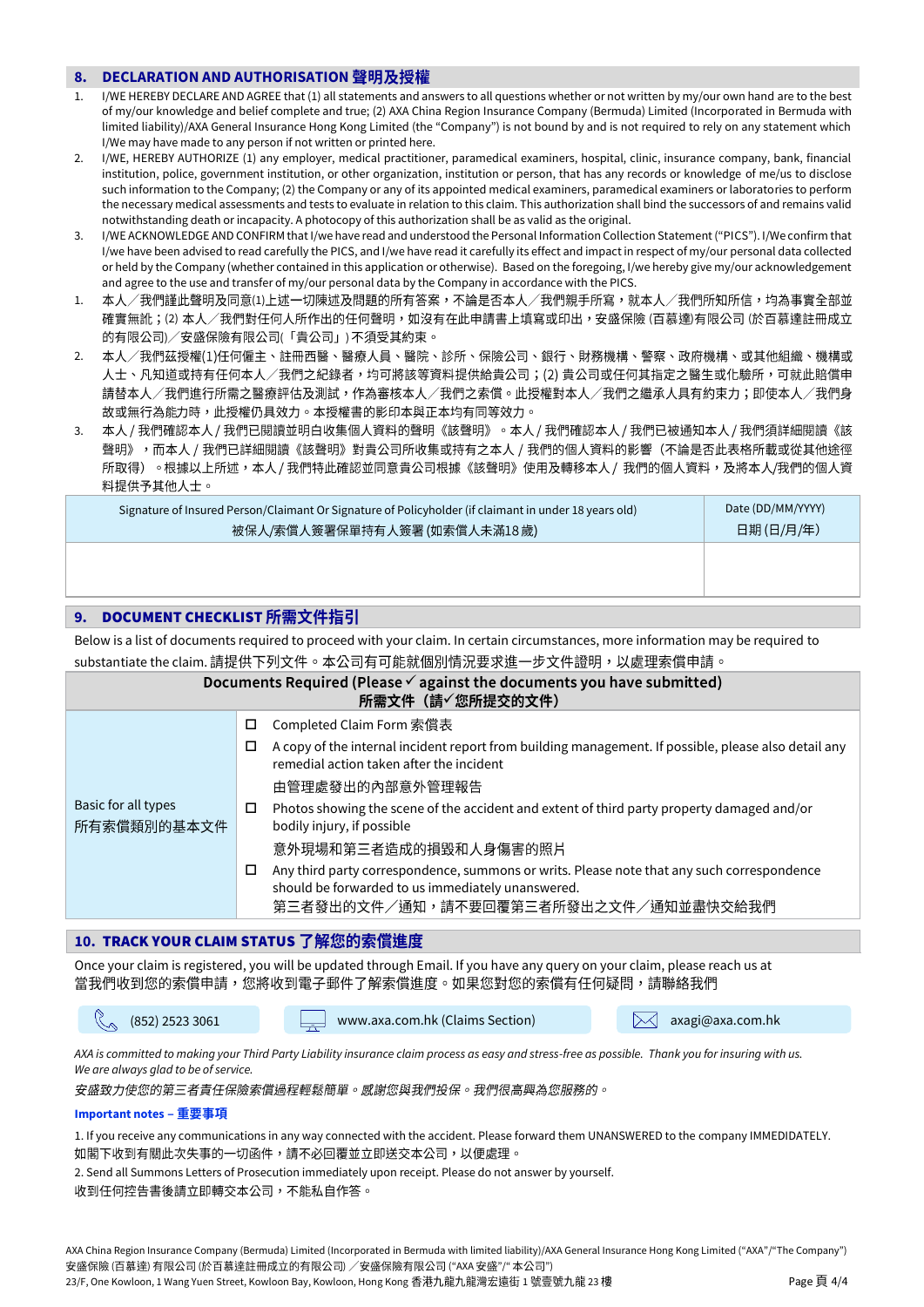## 8. DECLARATION AND AUTHORISATION 聲明及授權

1. I/WE HEREBY DECLARE AND AGREE that (1) all statements and answers to all questions whether or not written by my/our own hand are to the best of my/our knowledge and belief complete and true; (2) AXA China Region Insurance Company (Bermuda) Limited (Incorporated in Bermuda with limited liability)/AXA General Insurance Hong Kong Limited (the "Company") is not bound by and is not required to rely on any statement which I/We may have made to any person if not written or printed here.
2. I/WE, HEREBY AUTHORIZE (1) any employer, medical practitioner, paramedical examiners, hospital, clinic, insurance company, bank, financial institution, police, government institution, or other organization, institution or person, that has any records or knowledge of me/us to disclose such information to the Company; (2) the Company or any of its appointed medical examiners, paramedical examiners or laboratories to perform the necessary medical assessments and tests to evaluate in relation to this claim. This authorization shall bind the successors of and remains valid notwithstanding death or incapacity. A photocopy of this authorization shall be as valid as the original.
3. I/WE ACKNOWLEDGE AND CONFIRM that I/we have read and understood the Personal Information Collection Statement ("PICS"). I/We confirm that I/we have been advised to read carefully the PICS, and I/we have read it carefully its effect and impact in respect of my/our personal data collected or held by the Company (whether contained in this application or otherwise). Based on the foregoing, I/we hereby give my/our acknowledgement and agree to the use and transfer of my/our personal data by the Company in accordance with the PICS.

1. 本人／我們謹此聲明及同意(1)上述一切陳述及問題的所有答案，不論是否本人／我們親手所寫，就本人／我們所知所信，均為事實全部並確實無訛；(2) 本人／我們對任何人所作出的任何聲明，如沒有在此申請書上填寫或印出，安盛保險 (百慕達)有限公司 (於百慕達註冊成立的有限公司)／安盛保險有限公司(「貴公司」) 不須受其約束。
2. 本人／我們茲授權(1)任何僱主、註冊西醫、醫療人員、醫院、診所、保險公司、銀行、財務機構、警察、政府機構、或其他組織、機構或人士、凡知道或持有任何本人／我們之紀錄者，均可將該等資料提供給貴公司；(2) 貴公司或任何其指定之醫生或化驗所，可就此賠償申請替本人／我們進行所需之醫療評估及測試，作為審核本人／我們之索償。此授權對本人／我們之繼承人具有約束力；即使本人／我們身故或無行為能力時，此授權仍具效力。本授權書的影印本與正本均有同等效力。
3. 本人 / 我們確認本人 / 我們已閱讀並明白收集個人資料的聲明《該聲明》。本人 / 我們確認本人 / 我們已被通知本人 / 我們須詳細閱讀《該聲明》，而本人 / 我們已詳細閱讀《該聲明》對貴公司所收集或持有之本人 / 我們的個人資料的影響（不論是否此表格所載或從其他途徑所取得）。根據以上所述，本人 / 我們特此確認並同意貴公司根據《該聲明》使用及轉移本人 / 我們的個人資料，及將本人/我們的個人資料提供予其他人士。

| Signature of Insured Person/Claimant Or Signature of Policyholder (if claimant in under 18 years old)<br>被保人/索償人簽署或保單持有人簽署 (如索償人未滿18 歲) | Date (DD/MM/YYYY)<br>日期 (日/月/年) |
|---|---|
| | |

## 9. DOCUMENT CHECKLIST 所需文件指引

Below is a list of documents required to proceed with your claim. In certain circumstances, more information may be required to substantiate the claim. 請提供下列文件。本公司有可能就個別情況要求進一步文件證明，以處理索償申請。

| Documents Required (Please ✓ against the documents you have submitted)<br>所需文件（請✓您所提交的文件） | |
|---|---|
| Basic for all types<br>所有索償類別的基本文件 | ☐ Completed Claim Form 索償表<br>☐ A copy of the internal incident report from building management. If possible, please also detail any remedial action taken after the incident<br>由管理處發出的內部意外管理報告<br>☐ Photos showing the scene of the accident and extent of third party property damaged and/or bodily injury, if possible<br>意外現場和第三者造成的損毀和人身傷害的照片<br>☐ Any third party correspondence, summons or writs. Please note that any such correspondence should be forwarded to us immediately unanswered.<br>第三者發出的文件／通知，請不要回覆第三者所發出之文件／通知並盡快交給我們 |

## 10. TRACK YOUR CLAIM STATUS 了解您的索償進度

Once your claim is registered, you will be updated through Email. If you have any query on your claim, please reach us at
當我們收到您的索償申請，您將收到電子郵件了解索償進度。如果您對您的索償有任何疑問，請聯絡我們

(852) 2523 3061 | www.axa.com.hk (Claims Section) | axagi@axa.com.hk

*AXA is committed to making your Third Party Liability insurance claim process as easy and stress-free as possible. Thank you for insuring with us. We are always glad to be of service.*

*安盛致力使您的第三者責任保險索償過程輕鬆簡單。感謝您與我們投保。我們很高興為您服務。*

**Important notes – 重要事項**

1. If you receive any communications in any way connected with the accident. Please forward them UNANSWERED to the company IMMEDIDATELY.
如閣下收到有關此次失事的一切函件，請不必回覆並立即送交本公司，以便處理。
2. Send all Summons Letters of Prosecution immediately upon receipt. Please do not answer by yourself.
收到任何控告書後請立即轉交本公司，不能私自作答。

AXA China Region Insurance Company (Bermuda) Limited (Incorporated in Bermuda with limited liability)/AXA General Insurance Hong Kong Limited ("AXA"/"The Company")
安盛保險 (百慕達) 有限公司 (於百慕達註冊成立的有限公司) ／安盛保險有限公司 ("AXA 安盛"/" 本公司")
23/F, One Kowloon, 1 Wang Yuen Street, Kowloon Bay, Kowloon, Hong Kong 香港九龍九龍灣宏遠街 1 號壹號九龍 23 樓